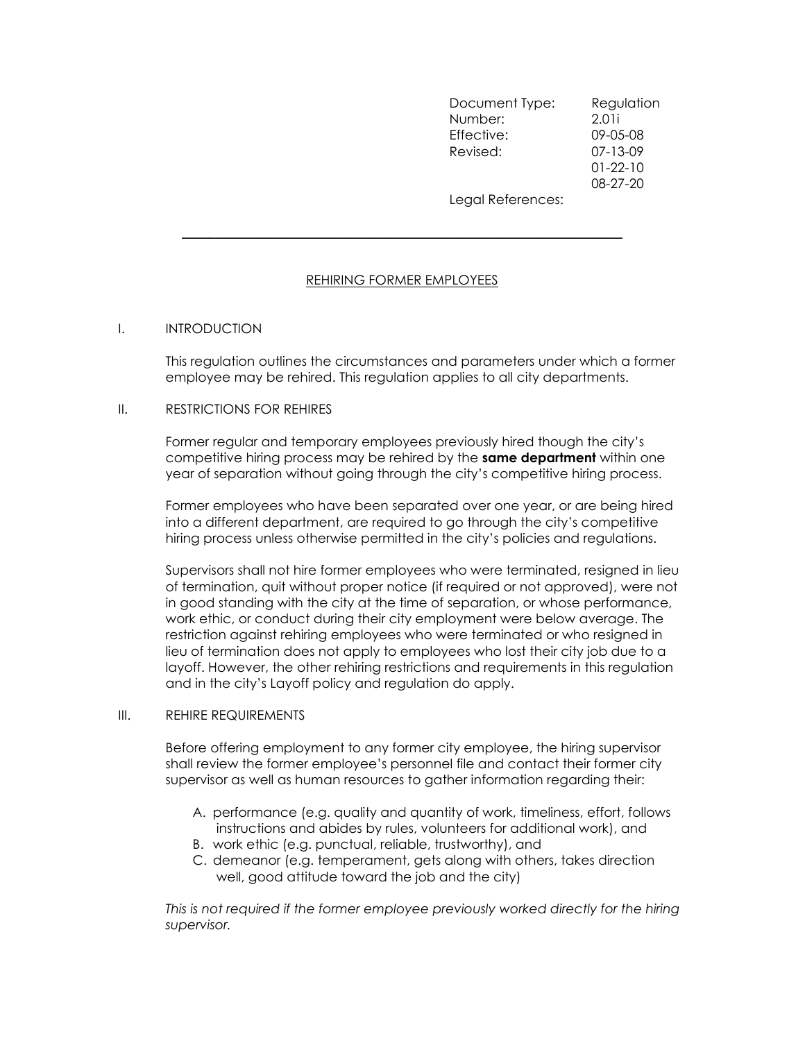| | |
|---|---|
| Document Type: | Regulation |
| Number: | 2.01i |
| Effective: | 09-05-08 |
| Revised: | 07-13-09 |
| | 01-22-10 |
| | 08-27-20 |
| Legal References: | |

---

# REHIRING FORMER EMPLOYEES

## I. INTRODUCTION

This regulation outlines the circumstances and parameters under which a former employee may be rehired. This regulation applies to all city departments.

## II. RESTRICTIONS FOR REHIRES

Former regular and temporary employees previously hired though the city's competitive hiring process may be rehired by the **same department** within one year of separation without going through the city's competitive hiring process.

Former employees who have been separated over one year, or are being hired into a different department, are required to go through the city's competitive hiring process unless otherwise permitted in the city's policies and regulations.

Supervisors shall not hire former employees who were terminated, resigned in lieu of termination, quit without proper notice (if required or not approved), were not in good standing with the city at the time of separation, or whose performance, work ethic, or conduct during their city employment were below average. The restriction against rehiring employees who were terminated or who resigned in lieu of termination does not apply to employees who lost their city job due to a layoff. However, the other rehiring restrictions and requirements in this regulation and in the city's Layoff policy and regulation do apply.

## III. REHIRE REQUIREMENTS

Before offering employment to any former city employee, the hiring supervisor shall review the former employee's personnel file and contact their former city supervisor as well as human resources to gather information regarding their:

A. performance (e.g. quality and quantity of work, timeliness, effort, follows instructions and abides by rules, volunteers for additional work), and
B. work ethic (e.g. punctual, reliable, trustworthy), and
C. demeanor (e.g. temperament, gets along with others, takes direction well, good attitude toward the job and the city)

*This is not required if the former employee previously worked directly for the hiring supervisor.*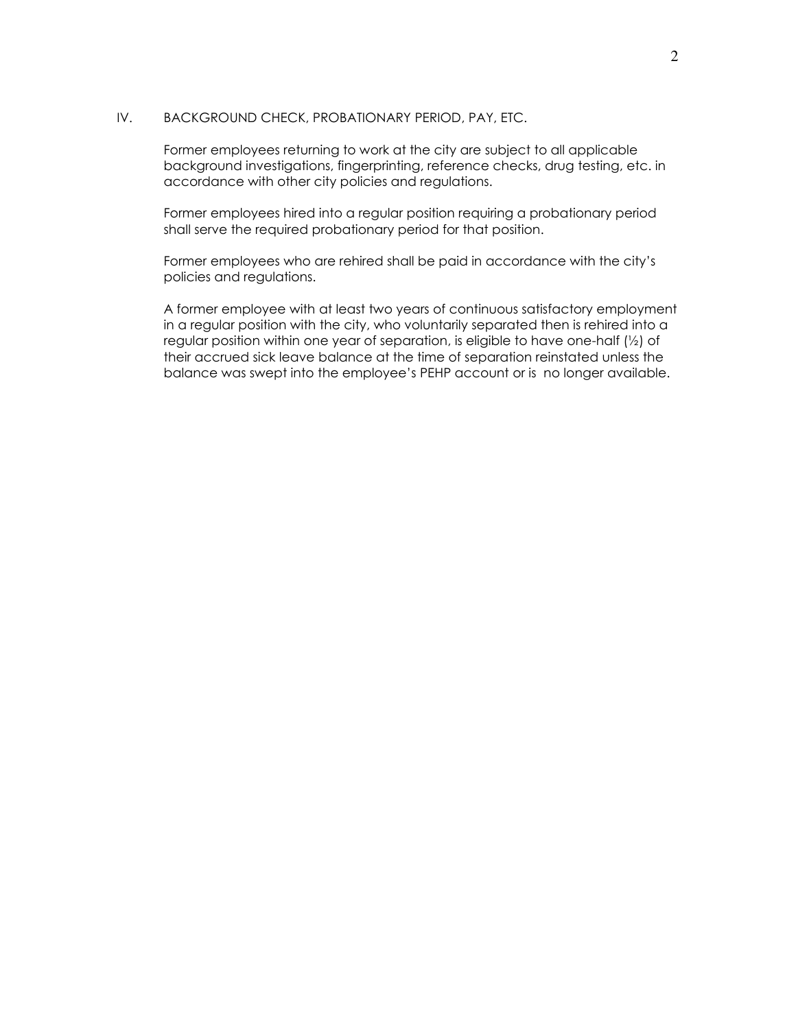## IV. BACKGROUND CHECK, PROBATIONARY PERIOD, PAY, ETC.

Former employees returning to work at the city are subject to all applicable background investigations, fingerprinting, reference checks, drug testing, etc. in accordance with other city policies and regulations.

Former employees hired into a regular position requiring a probationary period shall serve the required probationary period for that position.

Former employees who are rehired shall be paid in accordance with the city's policies and regulations.

A former employee with at least two years of continuous satisfactory employment in a regular position with the city, who voluntarily separated then is rehired into a regular position within one year of separation, is eligible to have one-half (½) of their accrued sick leave balance at the time of separation reinstated unless the balance was swept into the employee's PEHP account or is no longer available.